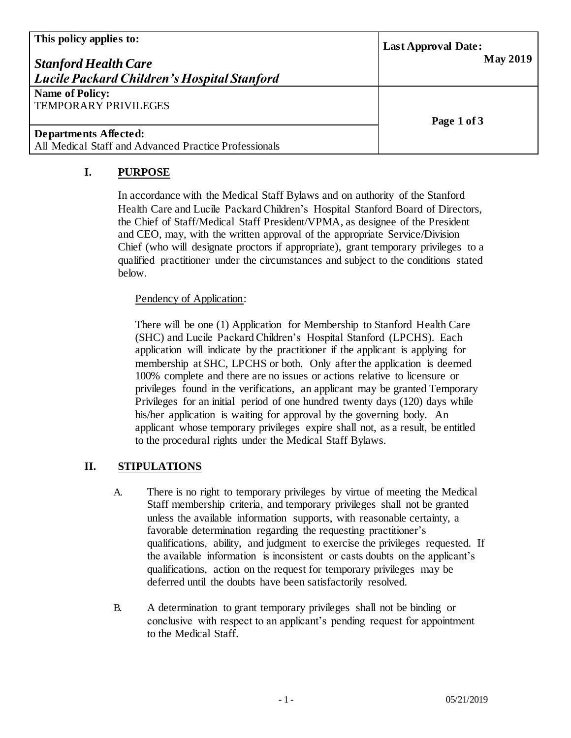| This policy applies to:<br><br>***Stanford Health Care***<br>***Lucile Packard Children's Hospital Stanford*** | **Last Approval Date:**<br>**May 2019** |
|---|---|
| **Name of Policy:**<br>TEMPORARY PRIVILEGES | |
| **Departments Affected:**<br>All Medical Staff and Advanced Practice Professionals | |

## I. PURPOSE

In accordance with the Medical Staff Bylaws and on authority of the Stanford Health Care and Lucile Packard Children's Hospital Stanford Board of Directors, the Chief of Staff/Medical Staff President/VPMA, as designee of the President and CEO, may, with the written approval of the appropriate Service/Division Chief (who will designate proctors if appropriate), grant temporary privileges to a qualified practitioner under the circumstances and subject to the conditions stated below.

Pendency of Application:

There will be one (1) Application for Membership to Stanford Health Care (SHC) and Lucile Packard Children's Hospital Stanford (LPCHS). Each application will indicate by the practitioner if the applicant is applying for membership at SHC, LPCHS or both. Only after the application is deemed 100% complete and there are no issues or actions relative to licensure or privileges found in the verifications, an applicant may be granted Temporary Privileges for an initial period of one hundred twenty days (120) days while his/her application is waiting for approval by the governing body. An applicant whose temporary privileges expire shall not, as a result, be entitled to the procedural rights under the Medical Staff Bylaws.

## II. STIPULATIONS

A. There is no right to temporary privileges by virtue of meeting the Medical Staff membership criteria, and temporary privileges shall not be granted unless the available information supports, with reasonable certainty, a favorable determination regarding the requesting practitioner's qualifications, ability, and judgment to exercise the privileges requested. If the available information is inconsistent or casts doubts on the applicant's qualifications, action on the request for temporary privileges may be deferred until the doubts have been satisfactorily resolved.

B. A determination to grant temporary privileges shall not be binding or conclusive with respect to an applicant's pending request for appointment to the Medical Staff.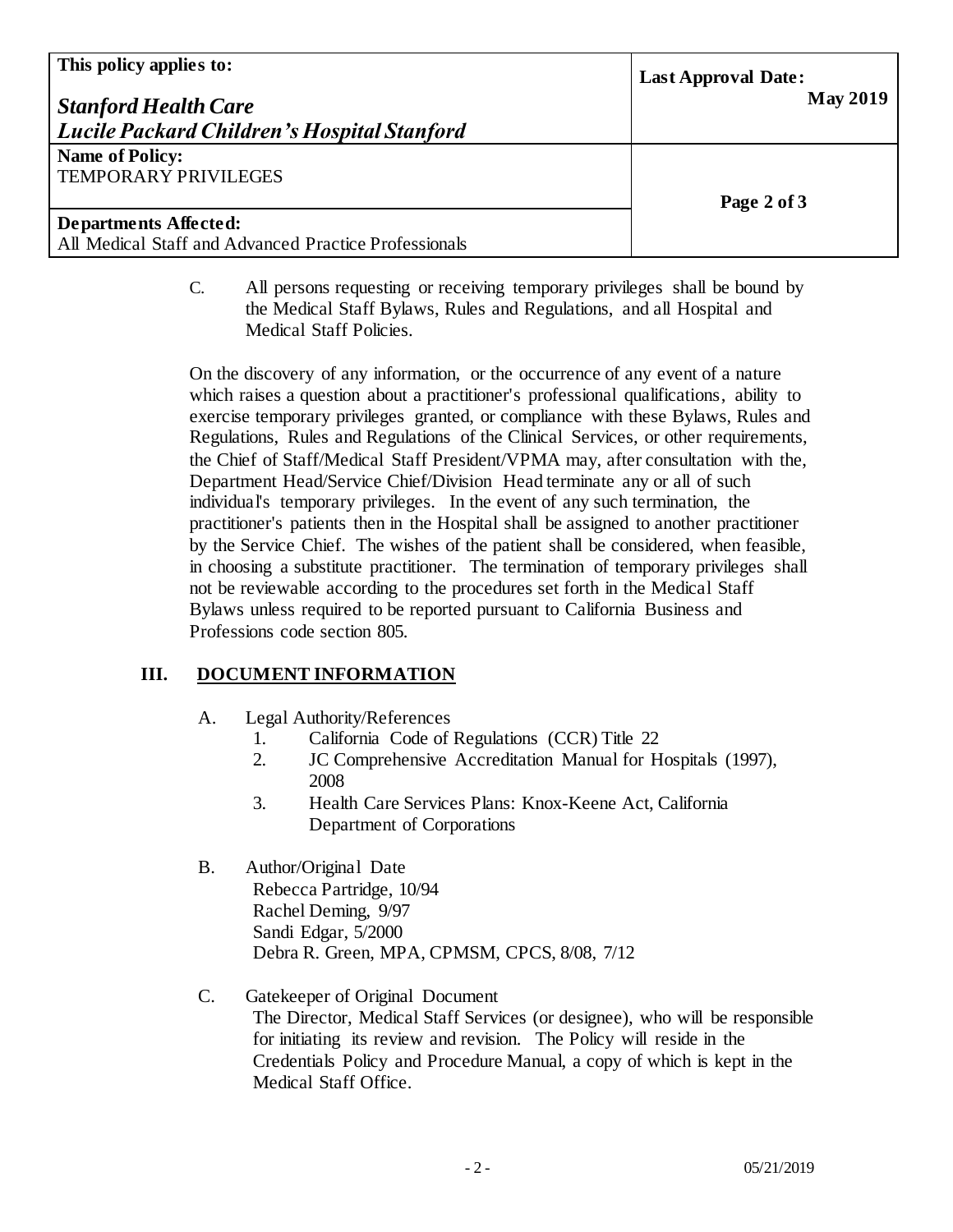C. All persons requesting or receiving temporary privileges shall be bound by the Medical Staff Bylaws, Rules and Regulations, and all Hospital and Medical Staff Policies.

On the discovery of any information, or the occurrence of any event of a nature which raises a question about a practitioner's professional qualifications, ability to exercise temporary privileges granted, or compliance with these Bylaws, Rules and Regulations, Rules and Regulations of the Clinical Services, or other requirements, the Chief of Staff/Medical Staff President/VPMA may, after consultation with the, Department Head/Service Chief/Division Head terminate any or all of such individual's temporary privileges. In the event of any such termination, the practitioner's patients then in the Hospital shall be assigned to another practitioner by the Service Chief. The wishes of the patient shall be considered, when feasible, in choosing a substitute practitioner. The termination of temporary privileges shall not be reviewable according to the procedures set forth in the Medical Staff Bylaws unless required to be reported pursuant to California Business and Professions code section 805.

## III. DOCUMENT INFORMATION

A. Legal Authority/References

1. California Code of Regulations (CCR) Title 22
2. JC Comprehensive Accreditation Manual for Hospitals (1997), 2008
3. Health Care Services Plans: Knox-Keene Act, California Department of Corporations

B. Author/Original Date

Rebecca Partridge, 10/94
Rachel Deming, 9/97
Sandi Edgar, 5/2000
Debra R. Green, MPA, CPMSM, CPCS, 8/08, 7/12

C. Gatekeeper of Original Document

The Director, Medical Staff Services (or designee), who will be responsible for initiating its review and revision. The Policy will reside in the Credentials Policy and Procedure Manual, a copy of which is kept in the Medical Staff Office.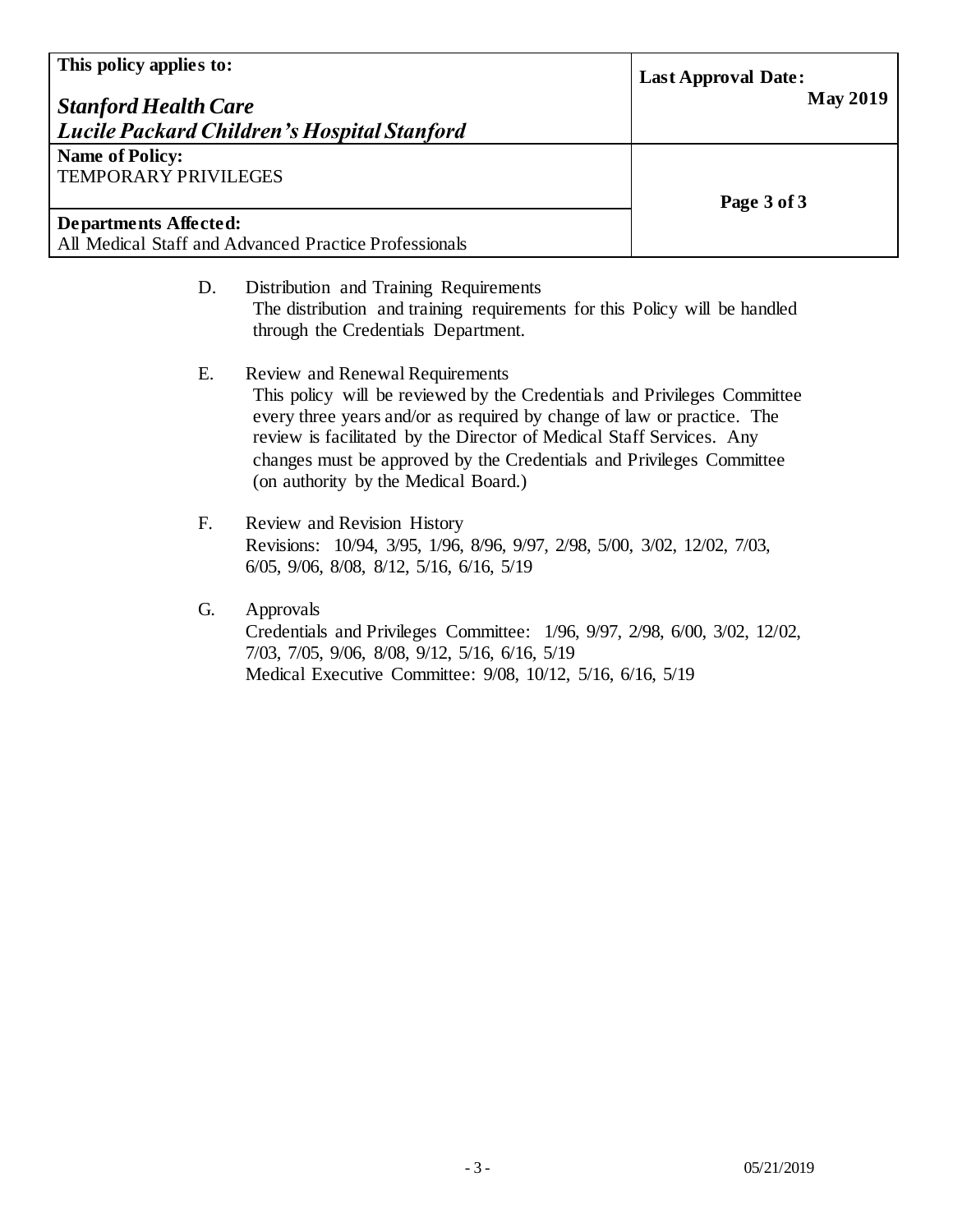D. Distribution and Training Requirements

The distribution and training requirements for this Policy will be handled through the Credentials Department.

E. Review and Renewal Requirements

This policy will be reviewed by the Credentials and Privileges Committee every three years and/or as required by change of law or practice. The review is facilitated by the Director of Medical Staff Services. Any changes must be approved by the Credentials and Privileges Committee (on authority by the Medical Board.)

F. Review and Revision History

Revisions: 10/94, 3/95, 1/96, 8/96, 9/97, 2/98, 5/00, 3/02, 12/02, 7/03, 6/05, 9/06, 8/08, 8/12, 5/16, 6/16, 5/19

G. Approvals

Credentials and Privileges Committee: 1/96, 9/97, 2/98, 6/00, 3/02, 12/02, 7/03, 7/05, 9/06, 8/08, 9/12, 5/16, 6/16, 5/19
Medical Executive Committee: 9/08, 10/12, 5/16, 6/16, 5/19